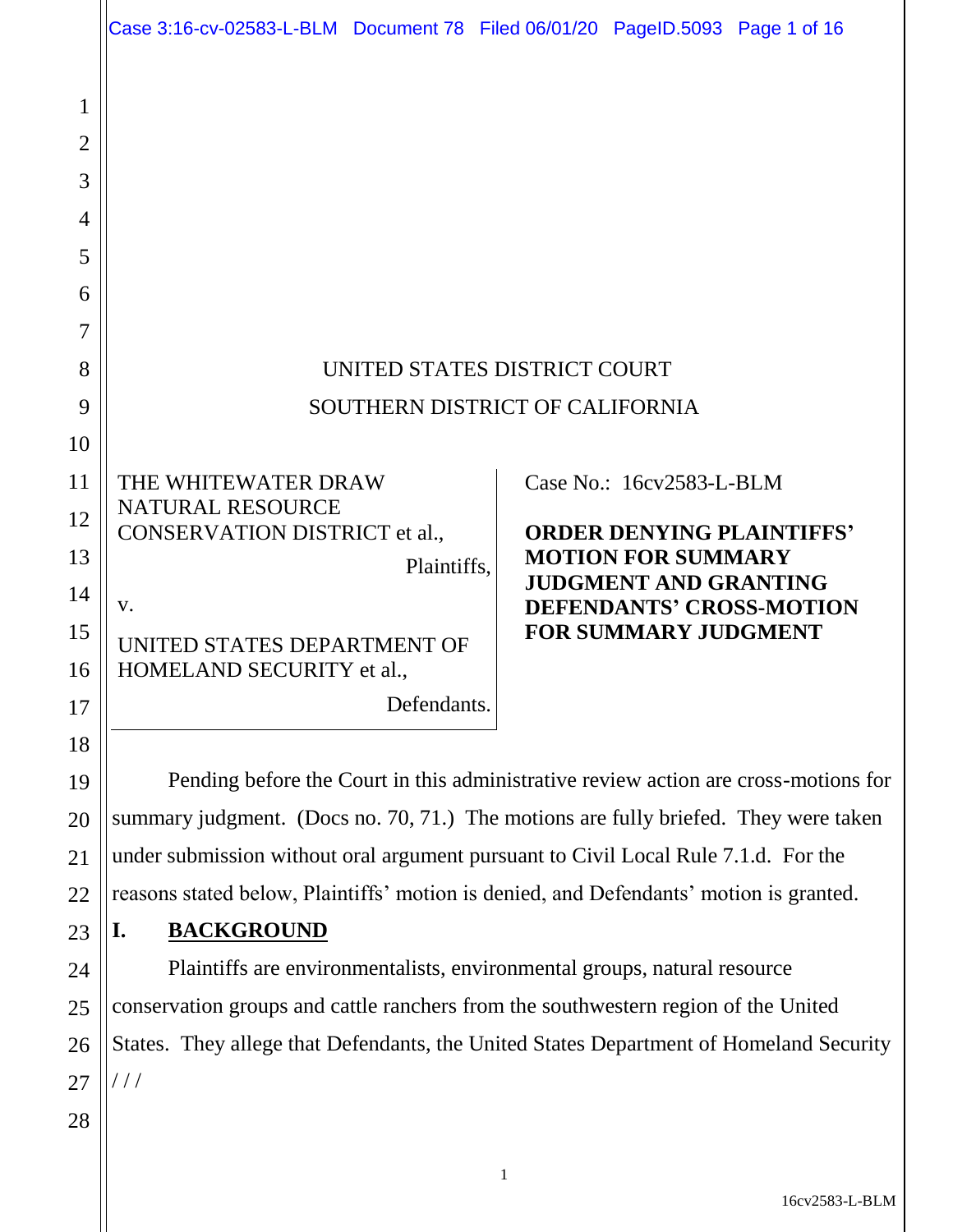UNITED STATES DISTRICT COURT

SOUTHERN DISTRICT OF CALIFORNIA

THE WHITEWATER DRAW NATURAL RESOURCE CONSERVATION DISTRICT et al.,

Plaintiffs,

v.

UNITED STATES DEPARTMENT OF HOMELAND SECURITY et al.,

Defendants.

Case No.: 16cv2583-L-BLM

**ORDER DENYING PLAINTIFFS' MOTION FOR SUMMARY JUDGMENT AND GRANTING DEFENDANTS' CROSS-MOTION FOR SUMMARY JUDGMENT**

Pending before the Court in this administrative review action are cross-motions for summary judgment. (Docs no. 70, 71.) The motions are fully briefed. They were taken under submission without oral argument pursuant to Civil Local Rule 7.1.d. For the reasons stated below, Plaintiffs' motion is denied, and Defendants' motion is granted.

## I. BACKGROUND

Plaintiffs are environmentalists, environmental groups, natural resource conservation groups and cattle ranchers from the southwestern region of the United States. They allege that Defendants, the United States Department of Homeland Security

/ / /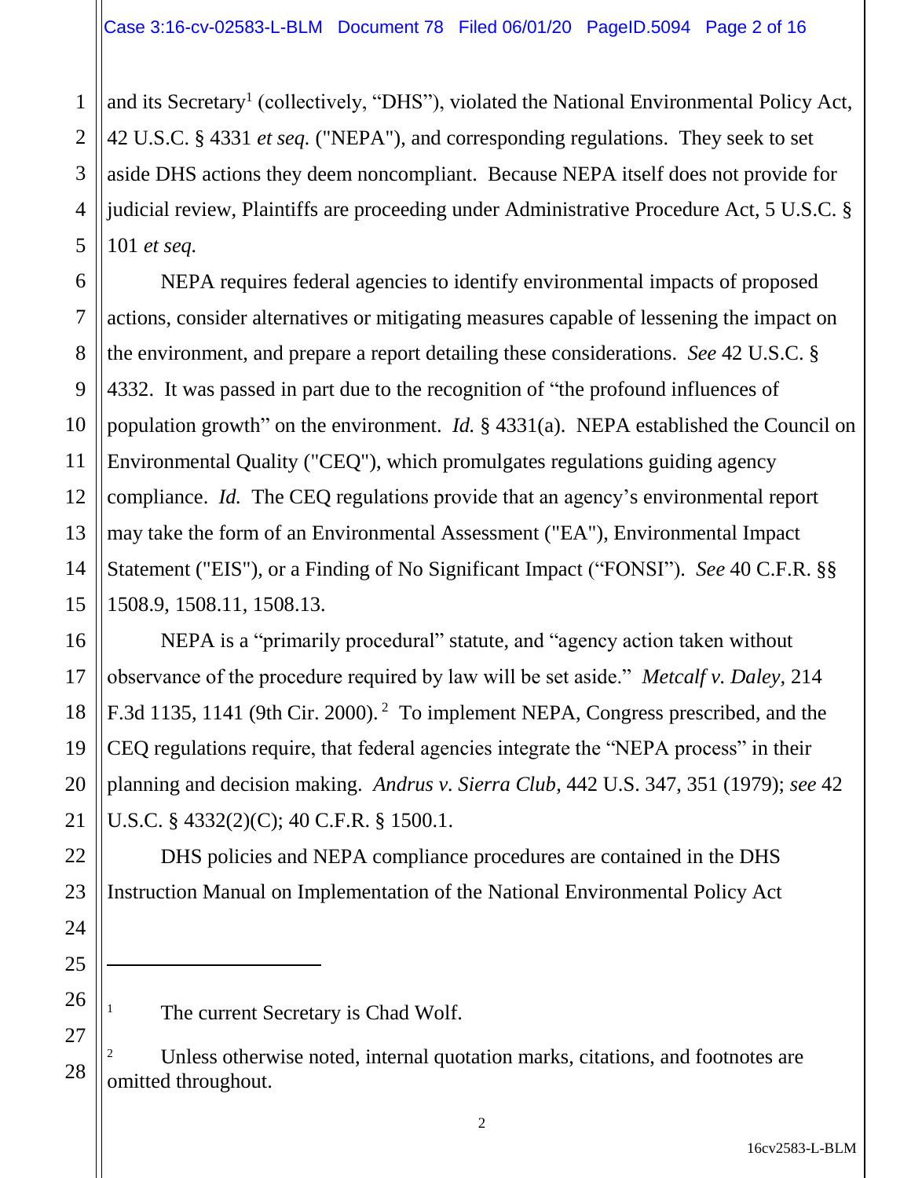and its Secretary[1] (collectively, "DHS"), violated the National Environmental Policy Act, 42 U.S.C. § 4331 *et seq.* ("NEPA"), and corresponding regulations. They seek to set aside DHS actions they deem noncompliant. Because NEPA itself does not provide for judicial review, Plaintiffs are proceeding under Administrative Procedure Act, 5 U.S.C. § 101 *et seq.*

NEPA requires federal agencies to identify environmental impacts of proposed actions, consider alternatives or mitigating measures capable of lessening the impact on the environment, and prepare a report detailing these considerations. *See* 42 U.S.C. § 4332. It was passed in part due to the recognition of "the profound influences of population growth" on the environment. *Id.* § 4331(a). NEPA established the Council on Environmental Quality ("CEQ"), which promulgates regulations guiding agency compliance. *Id.* The CEQ regulations provide that an agency's environmental report may take the form of an Environmental Assessment ("EA"), Environmental Impact Statement ("EIS"), or a Finding of No Significant Impact ("FONSI"). *See* 40 C.F.R. §§ 1508.9, 1508.11, 1508.13.

NEPA is a "primarily procedural" statute, and "agency action taken without observance of the procedure required by law will be set aside." *Metcalf v. Daley*, 214 F.3d 1135, 1141 (9th Cir. 2000).[2] To implement NEPA, Congress prescribed, and the CEQ regulations require, that federal agencies integrate the "NEPA process" in their planning and decision making. *Andrus v. Sierra Club*, 442 U.S. 347, 351 (1979); *see* 42 U.S.C. § 4332(2)(C); 40 C.F.R. § 1500.1.

DHS policies and NEPA compliance procedures are contained in the DHS Instruction Manual on Implementation of the National Environmental Policy Act

---

[1] The current Secretary is Chad Wolf.

[2] Unless otherwise noted, internal quotation marks, citations, and footnotes are omitted throughout.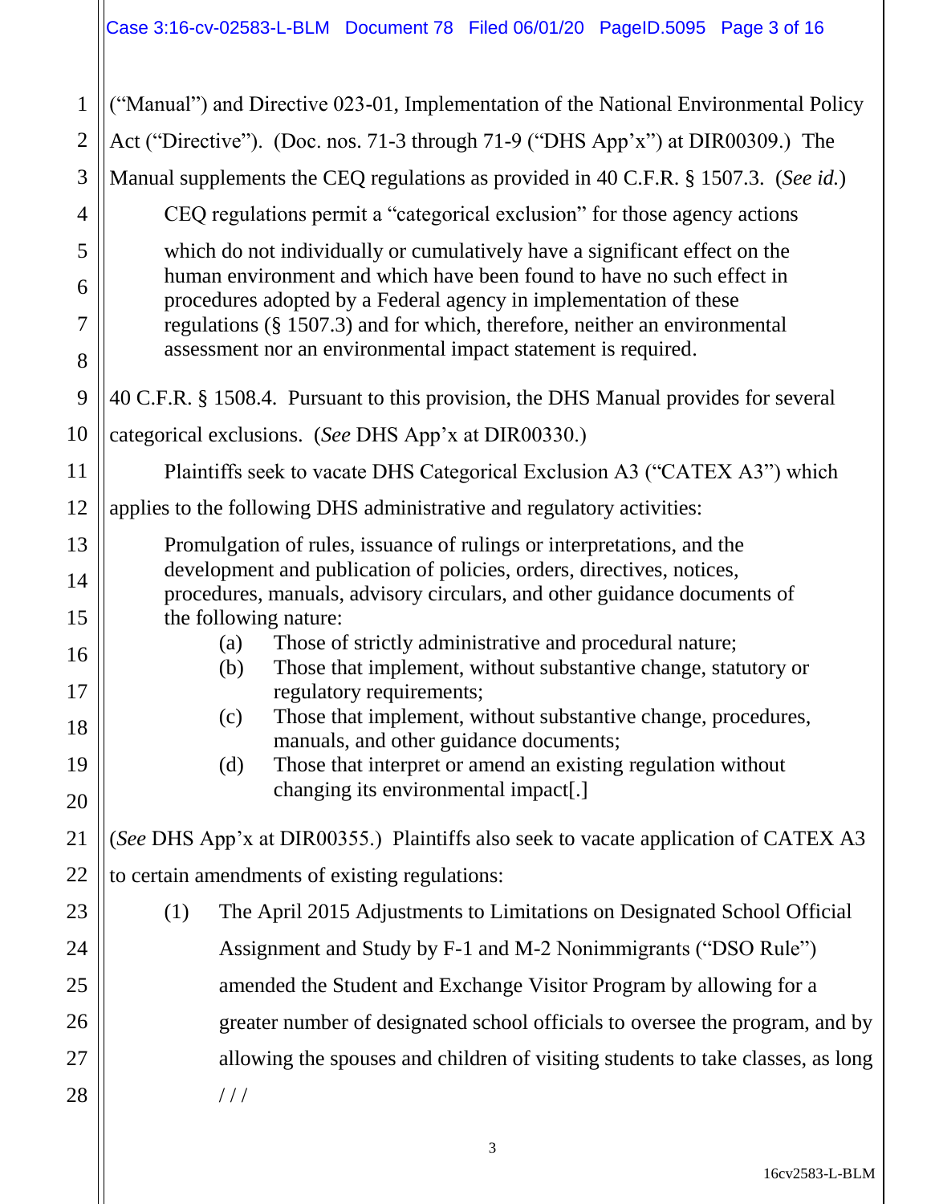("Manual") and Directive 023-01, Implementation of the National Environmental Policy Act ("Directive"). (Doc. nos. 71-3 through 71-9 ("DHS App'x") at DIR00309.) The Manual supplements the CEQ regulations as provided in 40 C.F.R. § 1507.3. (*See id.*)

CEQ regulations permit a "categorical exclusion" for those agency actions

> which do not individually or cumulatively have a significant effect on the human environment and which have been found to have no such effect in procedures adopted by a Federal agency in implementation of these regulations (§ 1507.3) and for which, therefore, neither an environmental assessment nor an environmental impact statement is required.

40 C.F.R. § 1508.4. Pursuant to this provision, the DHS Manual provides for several categorical exclusions. (*See* DHS App'x at DIR00330.)

Plaintiffs seek to vacate DHS Categorical Exclusion A3 ("CATEX A3") which applies to the following DHS administrative and regulatory activities:

> Promulgation of rules, issuance of rulings or interpretations, and the development and publication of policies, orders, directives, notices, procedures, manuals, advisory circulars, and other guidance documents of the following nature:
>
> (a) Those of strictly administrative and procedural nature;
> (b) Those that implement, without substantive change, statutory or regulatory requirements;
> (c) Those that implement, without substantive change, procedures, manuals, and other guidance documents;
> (d) Those that interpret or amend an existing regulation without changing its environmental impact[.]

(*See* DHS App'x at DIR00355.) Plaintiffs also seek to vacate application of CATEX A3 to certain amendments of existing regulations:

(1) The April 2015 Adjustments to Limitations on Designated School Official Assignment and Study by F-1 and M-2 Nonimmigrants ("DSO Rule") amended the Student and Exchange Visitor Program by allowing for a greater number of designated school officials to oversee the program, and by allowing the spouses and children of visiting students to take classes, as long

/ / /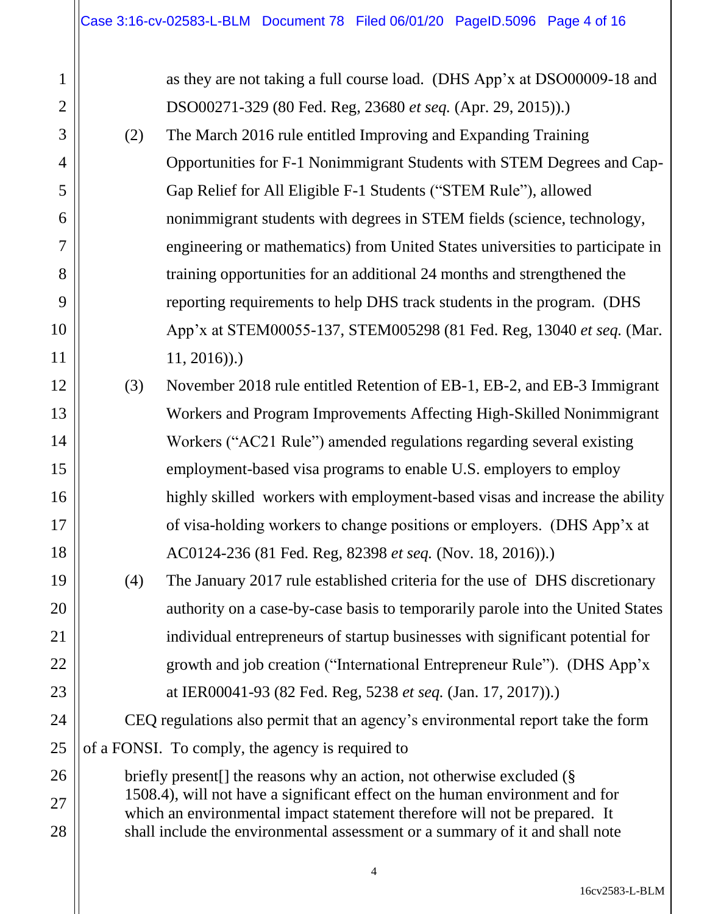as they are not taking a full course load. (DHS App'x at DSO00009-18 and DSO00271-329 (80 Fed. Reg, 23680 *et seq.* (Apr. 29, 2015)).)

(2) The March 2016 rule entitled Improving and Expanding Training Opportunities for F-1 Nonimmigrant Students with STEM Degrees and Cap-Gap Relief for All Eligible F-1 Students ("STEM Rule"), allowed nonimmigrant students with degrees in STEM fields (science, technology, engineering or mathematics) from United States universities to participate in training opportunities for an additional 24 months and strengthened the reporting requirements to help DHS track students in the program. (DHS App'x at STEM00055-137, STEM005298 (81 Fed. Reg, 13040 *et seq.* (Mar. 11, 2016)).)

(3) November 2018 rule entitled Retention of EB-1, EB-2, and EB-3 Immigrant Workers and Program Improvements Affecting High-Skilled Nonimmigrant Workers ("AC21 Rule") amended regulations regarding several existing employment-based visa programs to enable U.S. employers to employ highly skilled workers with employment-based visas and increase the ability of visa-holding workers to change positions or employers. (DHS App'x at AC0124-236 (81 Fed. Reg, 82398 *et seq.* (Nov. 18, 2016)).)

(4) The January 2017 rule established criteria for the use of DHS discretionary authority on a case-by-case basis to temporarily parole into the United States individual entrepreneurs of startup businesses with significant potential for growth and job creation ("International Entrepreneur Rule"). (DHS App'x at IER00041-93 (82 Fed. Reg, 5238 *et seq.* (Jan. 17, 2017)).)

CEQ regulations also permit that an agency's environmental report take the form of a FONSI. To comply, the agency is required to

> briefly present[] the reasons why an action, not otherwise excluded (§ 1508.4), will not have a significant effect on the human environment and for which an environmental impact statement therefore will not be prepared. It shall include the environmental assessment or a summary of it and shall note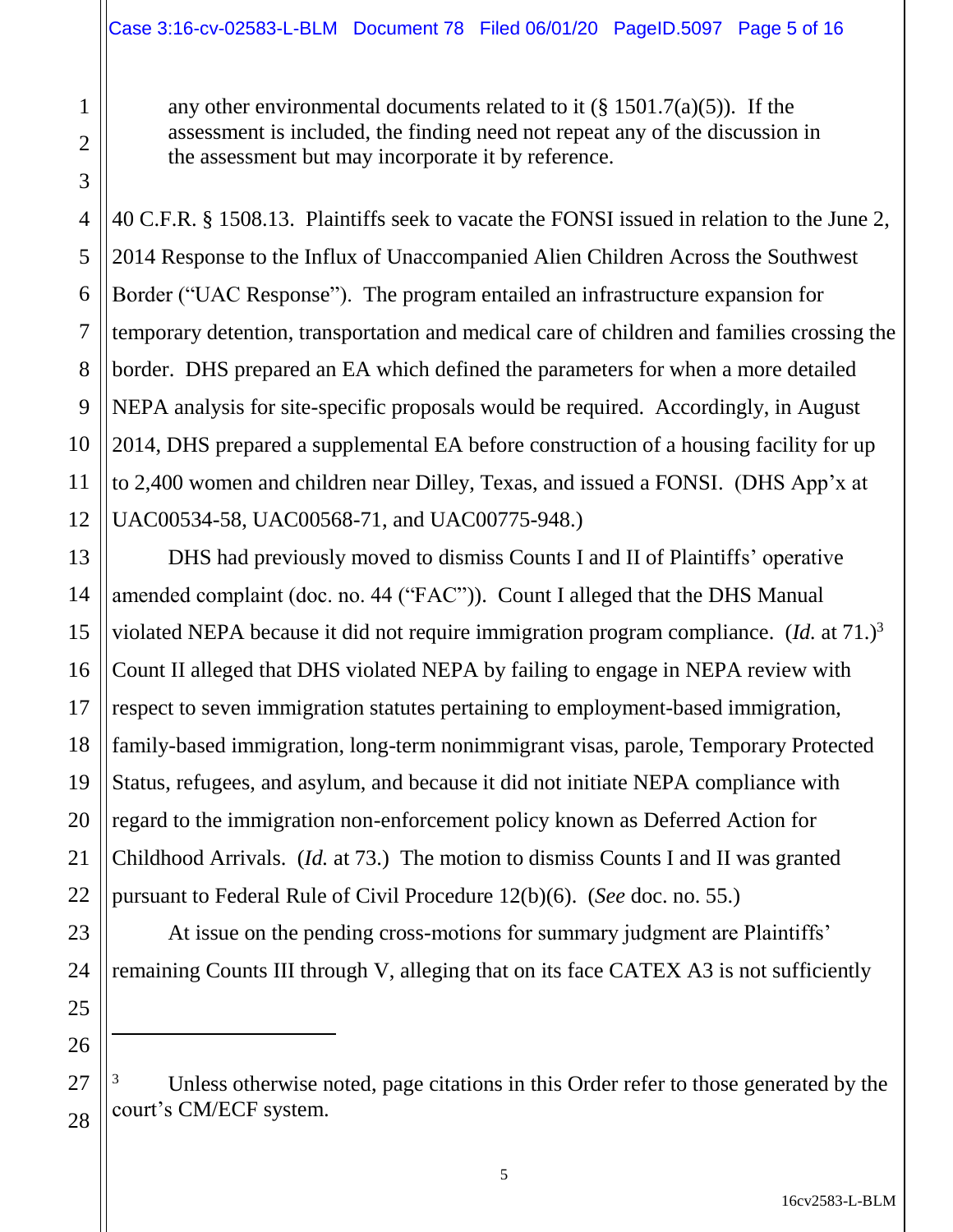> any other environmental documents related to it (§ 1501.7(a)(5)). If the assessment is included, the finding need not repeat any of the discussion in the assessment but may incorporate it by reference.

40 C.F.R. § 1508.13. Plaintiffs seek to vacate the FONSI issued in relation to the June 2, 2014 Response to the Influx of Unaccompanied Alien Children Across the Southwest Border ("UAC Response"). The program entailed an infrastructure expansion for temporary detention, transportation and medical care of children and families crossing the border. DHS prepared an EA which defined the parameters for when a more detailed NEPA analysis for site-specific proposals would be required. Accordingly, in August 2014, DHS prepared a supplemental EA before construction of a housing facility for up to 2,400 women and children near Dilley, Texas, and issued a FONSI. (DHS App'x at UAC00534-58, UAC00568-71, and UAC00775-948.)

DHS had previously moved to dismiss Counts I and II of Plaintiffs' operative amended complaint (doc. no. 44 ("FAC")). Count I alleged that the DHS Manual violated NEPA because it did not require immigration program compliance. (*Id.* at 71.)[3] Count II alleged that DHS violated NEPA by failing to engage in NEPA review with respect to seven immigration statutes pertaining to employment-based immigration, family-based immigration, long-term nonimmigrant visas, parole, Temporary Protected Status, refugees, and asylum, and because it did not initiate NEPA compliance with regard to the immigration non-enforcement policy known as Deferred Action for Childhood Arrivals. (*Id.* at 73.) The motion to dismiss Counts I and II was granted pursuant to Federal Rule of Civil Procedure 12(b)(6). (*See* doc. no. 55.)

At issue on the pending cross-motions for summary judgment are Plaintiffs' remaining Counts III through V, alleging that on its face CATEX A3 is not sufficiently

---

[3] Unless otherwise noted, page citations in this Order refer to those generated by the court's CM/ECF system.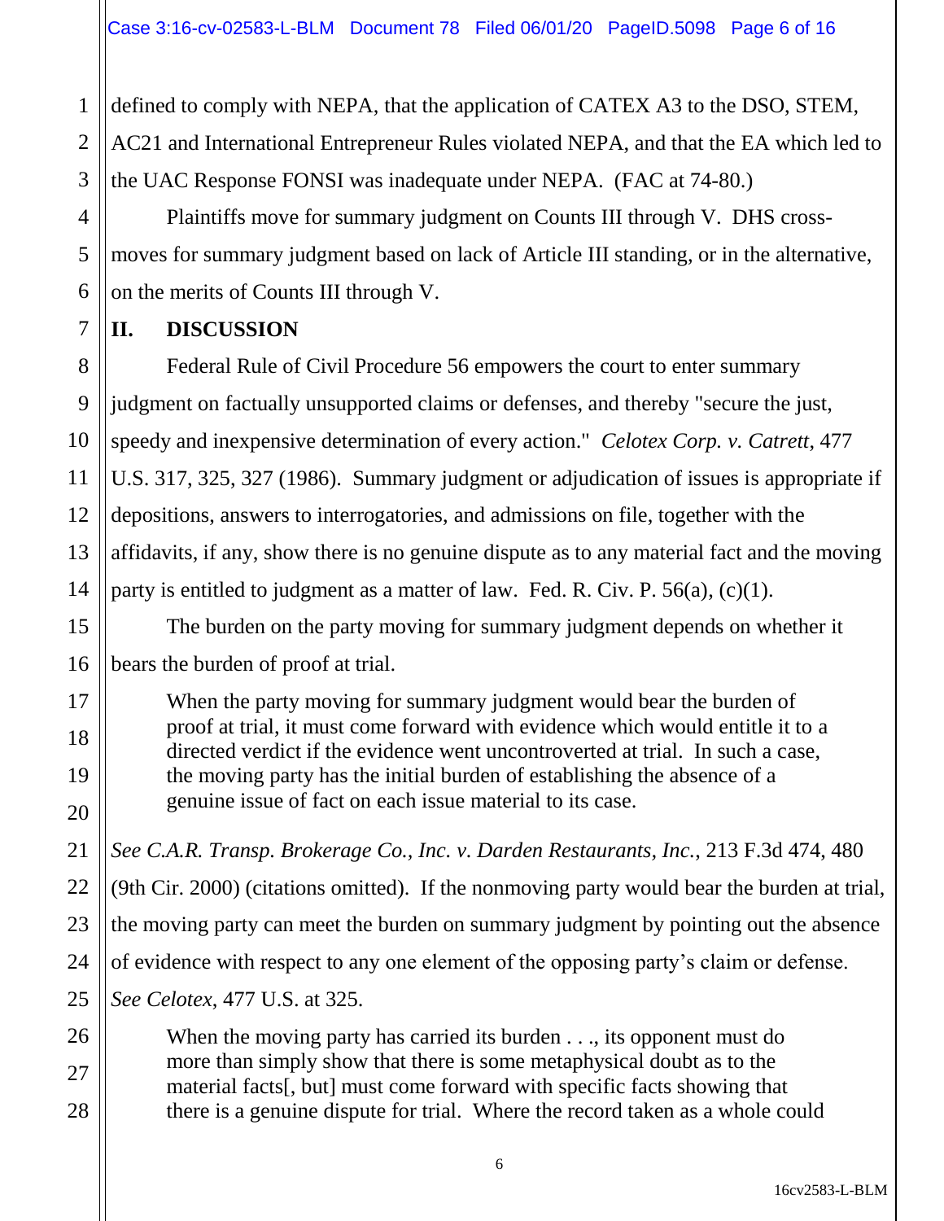defined to comply with NEPA, that the application of CATEX A3 to the DSO, STEM, AC21 and International Entrepreneur Rules violated NEPA, and that the EA which led to the UAC Response FONSI was inadequate under NEPA. (FAC at 74-80.)

Plaintiffs move for summary judgment on Counts III through V. DHS cross-moves for summary judgment based on lack of Article III standing, or in the alternative, on the merits of Counts III through V.

## II. DISCUSSION

Federal Rule of Civil Procedure 56 empowers the court to enter summary judgment on factually unsupported claims or defenses, and thereby "secure the just, speedy and inexpensive determination of every action." *Celotex Corp. v. Catrett*, 477 U.S. 317, 325, 327 (1986). Summary judgment or adjudication of issues is appropriate if depositions, answers to interrogatories, and admissions on file, together with the affidavits, if any, show there is no genuine dispute as to any material fact and the moving party is entitled to judgment as a matter of law. Fed. R. Civ. P. 56(a), (c)(1).

The burden on the party moving for summary judgment depends on whether it bears the burden of proof at trial.

> When the party moving for summary judgment would bear the burden of proof at trial, it must come forward with evidence which would entitle it to a directed verdict if the evidence went uncontroverted at trial. In such a case, the moving party has the initial burden of establishing the absence of a genuine issue of fact on each issue material to its case.

*See C.A.R. Transp. Brokerage Co., Inc. v. Darden Restaurants, Inc.*, 213 F.3d 474, 480 (9th Cir. 2000) (citations omitted). If the nonmoving party would bear the burden at trial, the moving party can meet the burden on summary judgment by pointing out the absence of evidence with respect to any one element of the opposing party's claim or defense. *See Celotex*, 477 U.S. at 325.

> When the moving party has carried its burden . . ., its opponent must do more than simply show that there is some metaphysical doubt as to the material facts[, but] must come forward with specific facts showing that there is a genuine dispute for trial. Where the record taken as a whole could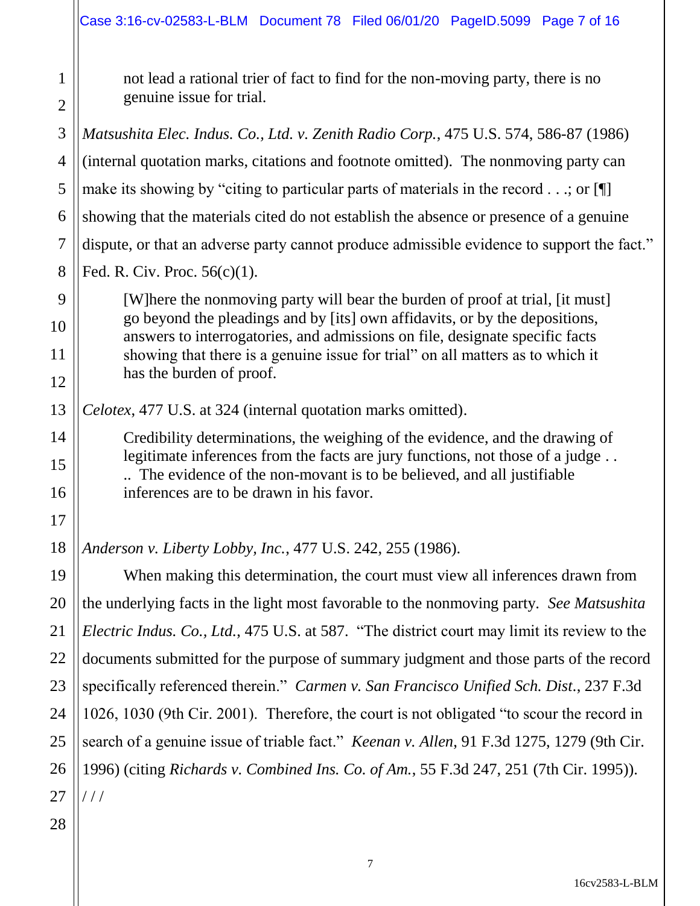> not lead a rational trier of fact to find for the non-moving party, there is no genuine issue for trial.

*Matsushita Elec. Indus. Co., Ltd. v. Zenith Radio Corp.*, 475 U.S. 574, 586-87 (1986) (internal quotation marks, citations and footnote omitted). The nonmoving party can make its showing by "citing to particular parts of materials in the record . . .; or [¶] showing that the materials cited do not establish the absence or presence of a genuine dispute, or that an adverse party cannot produce admissible evidence to support the fact." Fed. R. Civ. Proc. 56(c)(1).

> [W]here the nonmoving party will bear the burden of proof at trial, [it must] go beyond the pleadings and by [its] own affidavits, or by the depositions, answers to interrogatories, and admissions on file, designate specific facts showing that there is a genuine issue for trial" on all matters as to which it has the burden of proof.

*Celotex*, 477 U.S. at 324 (internal quotation marks omitted).

> Credibility determinations, the weighing of the evidence, and the drawing of legitimate inferences from the facts are jury functions, not those of a judge . . .. The evidence of the non-movant is to be believed, and all justifiable inferences are to be drawn in his favor.

*Anderson v. Liberty Lobby, Inc.*, 477 U.S. 242, 255 (1986).

When making this determination, the court must view all inferences drawn from the underlying facts in the light most favorable to the nonmoving party. *See Matsushita Electric Indus. Co., Ltd.*, 475 U.S. at 587. "The district court may limit its review to the documents submitted for the purpose of summary judgment and those parts of the record specifically referenced therein." *Carmen v. San Francisco Unified Sch. Dist.*, 237 F.3d 1026, 1030 (9th Cir. 2001). Therefore, the court is not obligated "to scour the record in search of a genuine issue of triable fact." *Keenan v. Allen*, 91 F.3d 1275, 1279 (9th Cir. 1996) (citing *Richards v. Combined Ins. Co. of Am.*, 55 F.3d 247, 251 (7th Cir. 1995)).

/ / /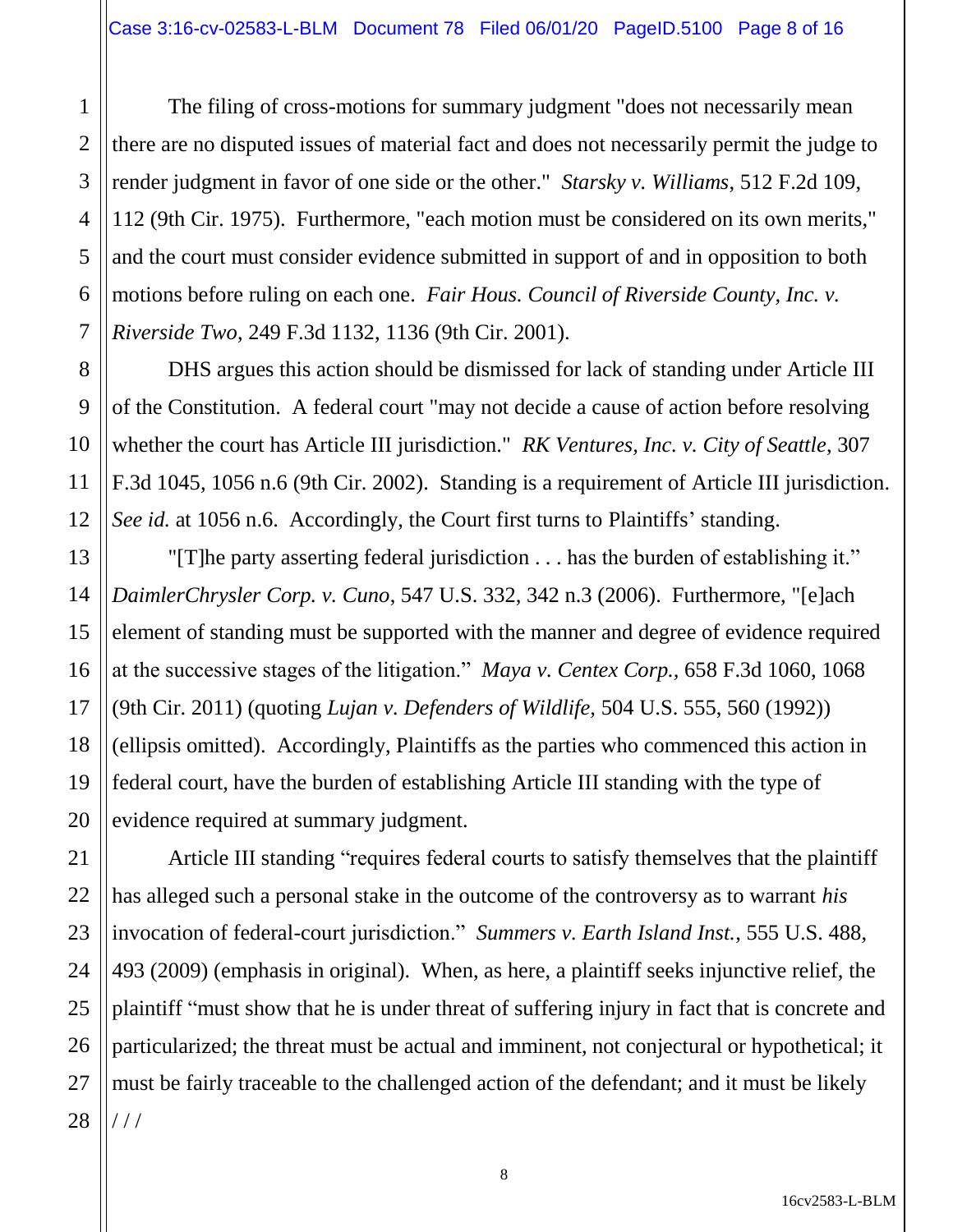The filing of cross-motions for summary judgment "does not necessarily mean there are no disputed issues of material fact and does not necessarily permit the judge to render judgment in favor of one side or the other." *Starsky v. Williams*, 512 F.2d 109, 112 (9th Cir. 1975). Furthermore, "each motion must be considered on its own merits," and the court must consider evidence submitted in support of and in opposition to both motions before ruling on each one. *Fair Hous. Council of Riverside County, Inc. v. Riverside Two*, 249 F.3d 1132, 1136 (9th Cir. 2001).

DHS argues this action should be dismissed for lack of standing under Article III of the Constitution. A federal court "may not decide a cause of action before resolving whether the court has Article III jurisdiction." *RK Ventures, Inc. v. City of Seattle*, 307 F.3d 1045, 1056 n.6 (9th Cir. 2002). Standing is a requirement of Article III jurisdiction. *See id.* at 1056 n.6. Accordingly, the Court first turns to Plaintiffs' standing.

"[T]he party asserting federal jurisdiction . . . has the burden of establishing it." *DaimlerChrysler Corp. v. Cuno*, 547 U.S. 332, 342 n.3 (2006). Furthermore, "[e]ach element of standing must be supported with the manner and degree of evidence required at the successive stages of the litigation." *Maya v. Centex Corp.*, 658 F.3d 1060, 1068 (9th Cir. 2011) (quoting *Lujan v. Defenders of Wildlife,* 504 U.S. 555, 560 (1992)) (ellipsis omitted). Accordingly, Plaintiffs as the parties who commenced this action in federal court, have the burden of establishing Article III standing with the type of evidence required at summary judgment.

Article III standing "requires federal courts to satisfy themselves that the plaintiff has alleged such a personal stake in the outcome of the controversy as to warrant *his* invocation of federal-court jurisdiction." *Summers v. Earth Island Inst.*, 555 U.S. 488, 493 (2009) (emphasis in original). When, as here, a plaintiff seeks injunctive relief, the plaintiff "must show that he is under threat of suffering injury in fact that is concrete and particularized; the threat must be actual and imminent, not conjectural or hypothetical; it must be fairly traceable to the challenged action of the defendant; and it must be likely

/ / /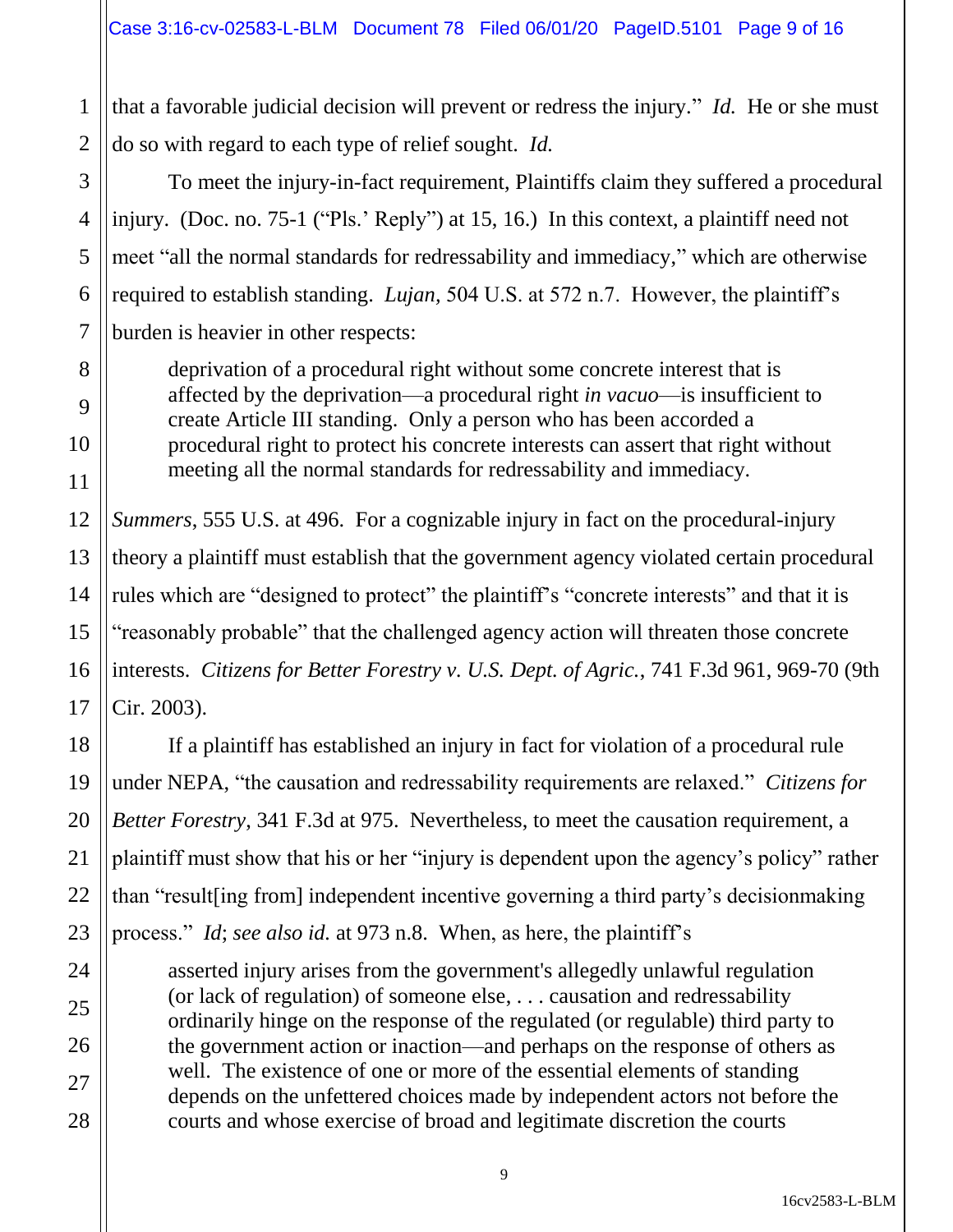that a favorable judicial decision will prevent or redress the injury." *Id.* He or she must do so with regard to each type of relief sought. *Id.*

To meet the injury-in-fact requirement, Plaintiffs claim they suffered a procedural injury. (Doc. no. 75-1 ("Pls.' Reply") at 15, 16.) In this context, a plaintiff need not meet "all the normal standards for redressability and immediacy," which are otherwise required to establish standing. *Lujan*, 504 U.S. at 572 n.7. However, the plaintiff's burden is heavier in other respects:

> deprivation of a procedural right without some concrete interest that is affected by the deprivation—a procedural right *in vacuo*—is insufficient to create Article III standing. Only a person who has been accorded a procedural right to protect his concrete interests can assert that right without meeting all the normal standards for redressability and immediacy.

*Summers*, 555 U.S. at 496. For a cognizable injury in fact on the procedural-injury theory a plaintiff must establish that the government agency violated certain procedural rules which are "designed to protect" the plaintiff's "concrete interests" and that it is "reasonably probable" that the challenged agency action will threaten those concrete interests. *Citizens for Better Forestry v. U.S. Dept. of Agric.*, 741 F.3d 961, 969-70 (9th Cir. 2003).

If a plaintiff has established an injury in fact for violation of a procedural rule under NEPA, "the causation and redressability requirements are relaxed." *Citizens for Better Forestry*, 341 F.3d at 975. Nevertheless, to meet the causation requirement, a plaintiff must show that his or her "injury is dependent upon the agency's policy" rather than "result[ing from] independent incentive governing a third party's decisionmaking process." *Id*; *see also id.* at 973 n.8. When, as here, the plaintiff's

> asserted injury arises from the government's allegedly unlawful regulation (or lack of regulation) of someone else, . . . causation and redressability ordinarily hinge on the response of the regulated (or regulable) third party to the government action or inaction—and perhaps on the response of others as well. The existence of one or more of the essential elements of standing depends on the unfettered choices made by independent actors not before the courts and whose exercise of broad and legitimate discretion the courts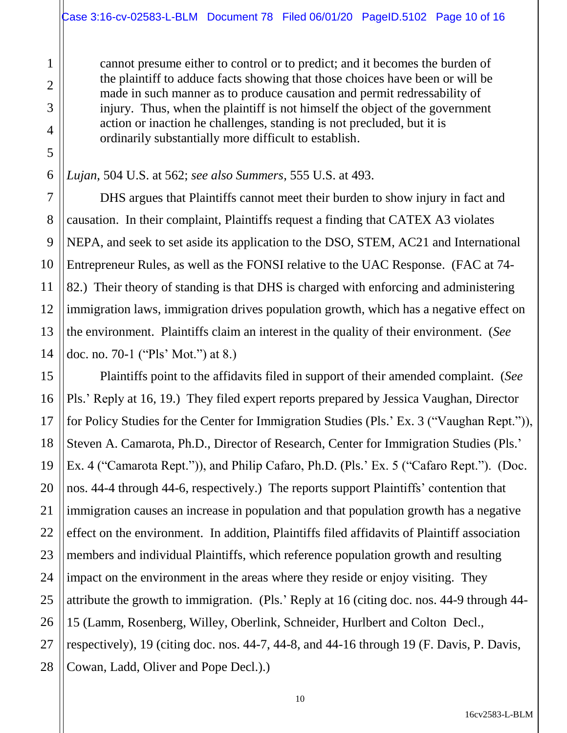> cannot presume either to control or to predict; and it becomes the burden of the plaintiff to adduce facts showing that those choices have been or will be made in such manner as to produce causation and permit redressability of injury. Thus, when the plaintiff is not himself the object of the government action or inaction he challenges, standing is not precluded, but it is ordinarily substantially more difficult to establish.

*Lujan*, 504 U.S. at 562; *see also Summers*, 555 U.S. at 493.

DHS argues that Plaintiffs cannot meet their burden to show injury in fact and causation. In their complaint, Plaintiffs request a finding that CATEX A3 violates NEPA, and seek to set aside its application to the DSO, STEM, AC21 and International Entrepreneur Rules, as well as the FONSI relative to the UAC Response. (FAC at 74-82.) Their theory of standing is that DHS is charged with enforcing and administering immigration laws, immigration drives population growth, which has a negative effect on the environment. Plaintiffs claim an interest in the quality of their environment. (*See* doc. no. 70-1 ("Pls' Mot.") at 8.)

Plaintiffs point to the affidavits filed in support of their amended complaint. (*See* Pls.' Reply at 16, 19.) They filed expert reports prepared by Jessica Vaughan, Director for Policy Studies for the Center for Immigration Studies (Pls.' Ex. 3 ("Vaughan Rept.")), Steven A. Camarota, Ph.D., Director of Research, Center for Immigration Studies (Pls.' Ex. 4 ("Camarota Rept.")), and Philip Cafaro, Ph.D. (Pls.' Ex. 5 ("Cafaro Rept."). (Doc. nos. 44-4 through 44-6, respectively.) The reports support Plaintiffs' contention that immigration causes an increase in population and that population growth has a negative effect on the environment. In addition, Plaintiffs filed affidavits of Plaintiff association members and individual Plaintiffs, which reference population growth and resulting impact on the environment in the areas where they reside or enjoy visiting. They attribute the growth to immigration. (Pls.' Reply at 16 (citing doc. nos. 44-9 through 44-15 (Lamm, Rosenberg, Willey, Oberlink, Schneider, Hurlbert and Colton Decl., respectively), 19 (citing doc. nos. 44-7, 44-8, and 44-16 through 19 (F. Davis, P. Davis, Cowan, Ladd, Oliver and Pope Decl.).)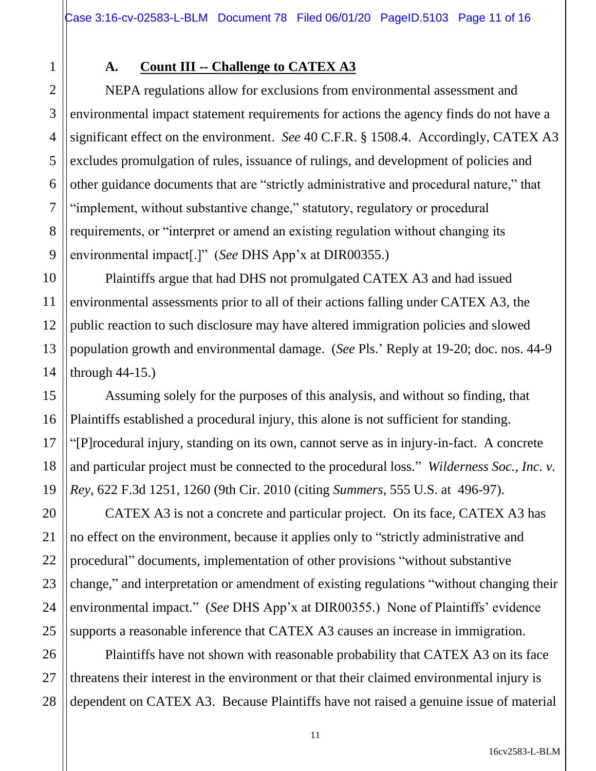### A. Count III -- Challenge to CATEX A3

NEPA regulations allow for exclusions from environmental assessment and environmental impact statement requirements for actions the agency finds do not have a significant effect on the environment. *See* 40 C.F.R. § 1508.4. Accordingly, CATEX A3 excludes promulgation of rules, issuance of rulings, and development of policies and other guidance documents that are "strictly administrative and procedural nature," that "implement, without substantive change," statutory, regulatory or procedural requirements, or "interpret or amend an existing regulation without changing its environmental impact[.]" (*See* DHS App'x at DIR00355.)

Plaintiffs argue that had DHS not promulgated CATEX A3 and had issued environmental assessments prior to all of their actions falling under CATEX A3, the public reaction to such disclosure may have altered immigration policies and slowed population growth and environmental damage. (*See* Pls.' Reply at 19-20; doc. nos. 44-9 through 44-15.)

Assuming solely for the purposes of this analysis, and without so finding, that Plaintiffs established a procedural injury, this alone is not sufficient for standing. "[P]rocedural injury, standing on its own, cannot serve as in injury-in-fact. A concrete and particular project must be connected to the procedural loss." *Wilderness Soc., Inc. v. Rey*, 622 F.3d 1251, 1260 (9th Cir. 2010 (citing *Summers*, 555 U.S. at 496-97).

CATEX A3 is not a concrete and particular project. On its face, CATEX A3 has no effect on the environment, because it applies only to "strictly administrative and procedural" documents, implementation of other provisions "without substantive change," and interpretation or amendment of existing regulations "without changing their environmental impact." (*See* DHS App'x at DIR00355.) None of Plaintiffs' evidence supports a reasonable inference that CATEX A3 causes an increase in immigration.

Plaintiffs have not shown with reasonable probability that CATEX A3 on its face threatens their interest in the environment or that their claimed environmental injury is dependent on CATEX A3. Because Plaintiffs have not raised a genuine issue of material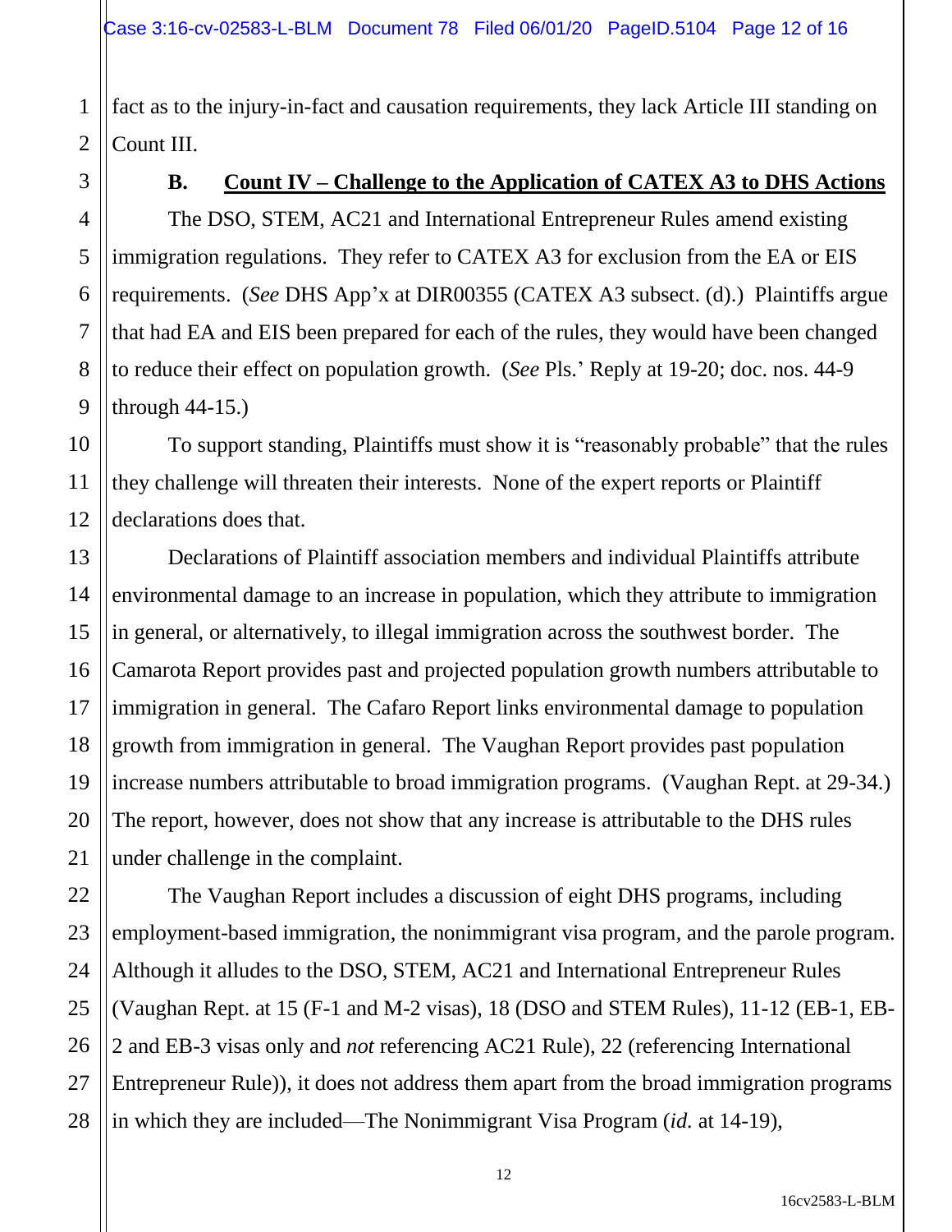fact as to the injury-in-fact and causation requirements, they lack Article III standing on Count III.

### B. Count IV – Challenge to the Application of CATEX A3 to DHS Actions

The DSO, STEM, AC21 and International Entrepreneur Rules amend existing immigration regulations. They refer to CATEX A3 for exclusion from the EA or EIS requirements. (*See* DHS App'x at DIR00355 (CATEX A3 subsect. (d).) Plaintiffs argue that had EA and EIS been prepared for each of the rules, they would have been changed to reduce their effect on population growth. (*See* Pls.' Reply at 19-20; doc. nos. 44-9 through 44-15.)

To support standing, Plaintiffs must show it is "reasonably probable" that the rules they challenge will threaten their interests. None of the expert reports or Plaintiff declarations does that.

Declarations of Plaintiff association members and individual Plaintiffs attribute environmental damage to an increase in population, which they attribute to immigration in general, or alternatively, to illegal immigration across the southwest border. The Camarota Report provides past and projected population growth numbers attributable to immigration in general. The Cafaro Report links environmental damage to population growth from immigration in general. The Vaughan Report provides past population increase numbers attributable to broad immigration programs. (Vaughan Rept. at 29-34.) The report, however, does not show that any increase is attributable to the DHS rules under challenge in the complaint.

The Vaughan Report includes a discussion of eight DHS programs, including employment-based immigration, the nonimmigrant visa program, and the parole program. Although it alludes to the DSO, STEM, AC21 and International Entrepreneur Rules (Vaughan Rept. at 15 (F-1 and M-2 visas), 18 (DSO and STEM Rules), 11-12 (EB-1, EB-2 and EB-3 visas only and *not* referencing AC21 Rule), 22 (referencing International Entrepreneur Rule)), it does not address them apart from the broad immigration programs in which they are included—The Nonimmigrant Visa Program (*id.* at 14-19),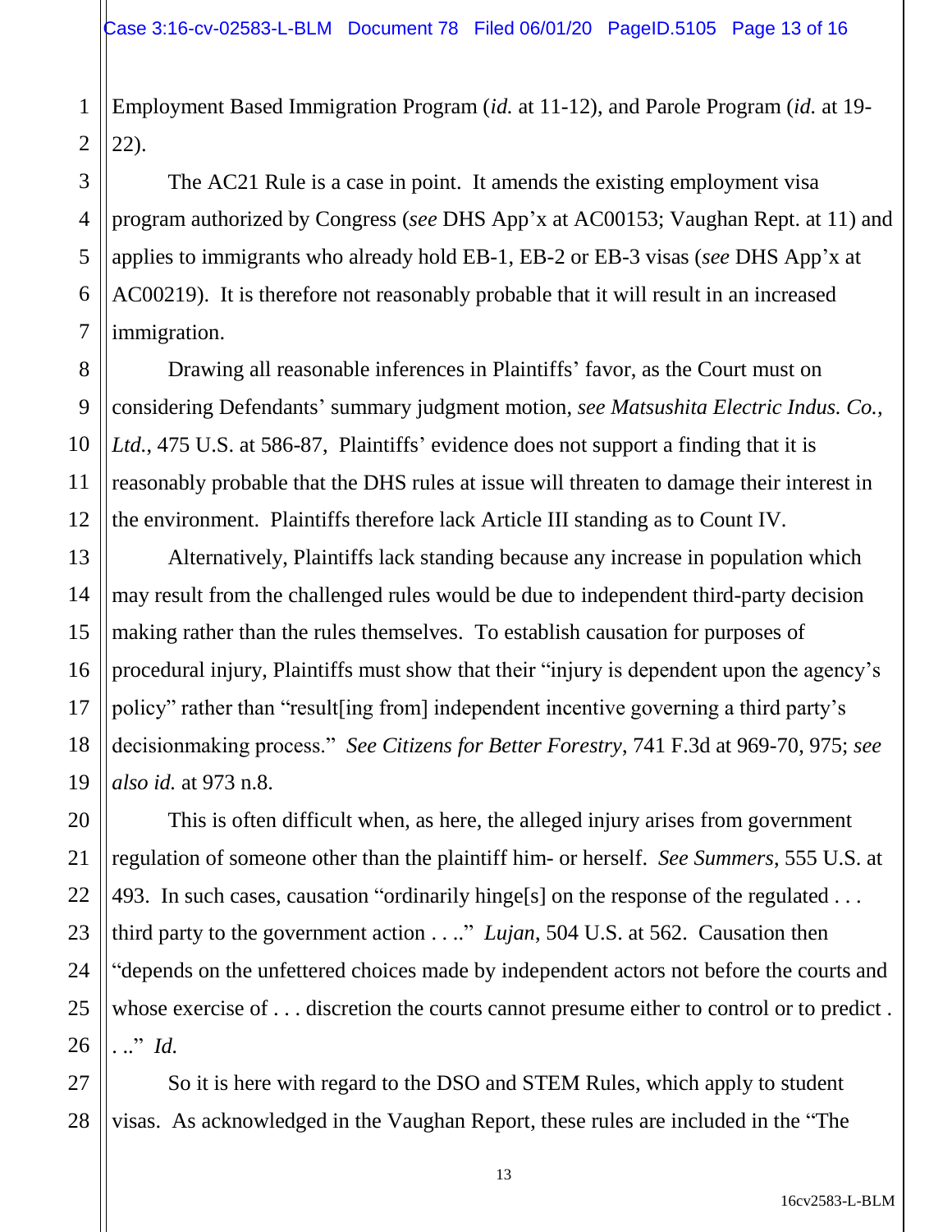Employment Based Immigration Program (*id.* at 11-12), and Parole Program (*id.* at 19-22).

The AC21 Rule is a case in point. It amends the existing employment visa program authorized by Congress (*see* DHS App'x at AC00153; Vaughan Rept. at 11) and applies to immigrants who already hold EB-1, EB-2 or EB-3 visas (*see* DHS App'x at AC00219). It is therefore not reasonably probable that it will result in an increased immigration.

Drawing all reasonable inferences in Plaintiffs' favor, as the Court must on considering Defendants' summary judgment motion, *see Matsushita Electric Indus. Co., Ltd.*, 475 U.S. at 586-87, Plaintiffs' evidence does not support a finding that it is reasonably probable that the DHS rules at issue will threaten to damage their interest in the environment. Plaintiffs therefore lack Article III standing as to Count IV.

Alternatively, Plaintiffs lack standing because any increase in population which may result from the challenged rules would be due to independent third-party decision making rather than the rules themselves. To establish causation for purposes of procedural injury, Plaintiffs must show that their "injury is dependent upon the agency's policy" rather than "result[ing from] independent incentive governing a third party's decisionmaking process." *See Citizens for Better Forestry*, 741 F.3d at 969-70, 975; *see also id.* at 973 n.8.

This is often difficult when, as here, the alleged injury arises from government regulation of someone other than the plaintiff him- or herself. *See Summers*, 555 U.S. at 493. In such cases, causation "ordinarily hinge[s] on the response of the regulated . . . third party to the government action . . .." *Lujan*, 504 U.S. at 562. Causation then "depends on the unfettered choices made by independent actors not before the courts and whose exercise of . . . discretion the courts cannot presume either to control or to predict . . .." *Id.*

So it is here with regard to the DSO and STEM Rules, which apply to student visas. As acknowledged in the Vaughan Report, these rules are included in the "The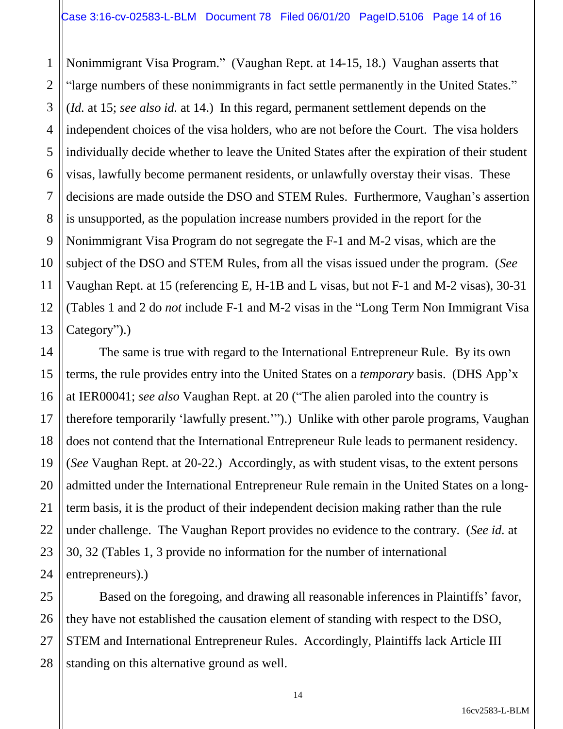Nonimmigrant Visa Program." (Vaughan Rept. at 14-15, 18.) Vaughan asserts that "large numbers of these nonimmigrants in fact settle permanently in the United States." (*Id.* at 15; *see also id.* at 14.) In this regard, permanent settlement depends on the independent choices of the visa holders, who are not before the Court. The visa holders individually decide whether to leave the United States after the expiration of their student visas, lawfully become permanent residents, or unlawfully overstay their visas. These decisions are made outside the DSO and STEM Rules. Furthermore, Vaughan's assertion is unsupported, as the population increase numbers provided in the report for the Nonimmigrant Visa Program do not segregate the F-1 and M-2 visas, which are the subject of the DSO and STEM Rules, from all the visas issued under the program. (*See* Vaughan Rept. at 15 (referencing E, H-1B and L visas, but not F-1 and M-2 visas), 30-31 (Tables 1 and 2 do *not* include F-1 and M-2 visas in the "Long Term Non Immigrant Visa Category").)

The same is true with regard to the International Entrepreneur Rule. By its own terms, the rule provides entry into the United States on a *temporary* basis. (DHS App'x at IER00041; *see also* Vaughan Rept. at 20 ("The alien paroled into the country is therefore temporarily 'lawfully present.'").) Unlike with other parole programs, Vaughan does not contend that the International Entrepreneur Rule leads to permanent residency. (*See* Vaughan Rept. at 20-22.) Accordingly, as with student visas, to the extent persons admitted under the International Entrepreneur Rule remain in the United States on a long-term basis, it is the product of their independent decision making rather than the rule under challenge. The Vaughan Report provides no evidence to the contrary. (*See id.* at 30, 32 (Tables 1, 3 provide no information for the number of international entrepreneurs).)

Based on the foregoing, and drawing all reasonable inferences in Plaintiffs' favor, they have not established the causation element of standing with respect to the DSO, STEM and International Entrepreneur Rules. Accordingly, Plaintiffs lack Article III standing on this alternative ground as well.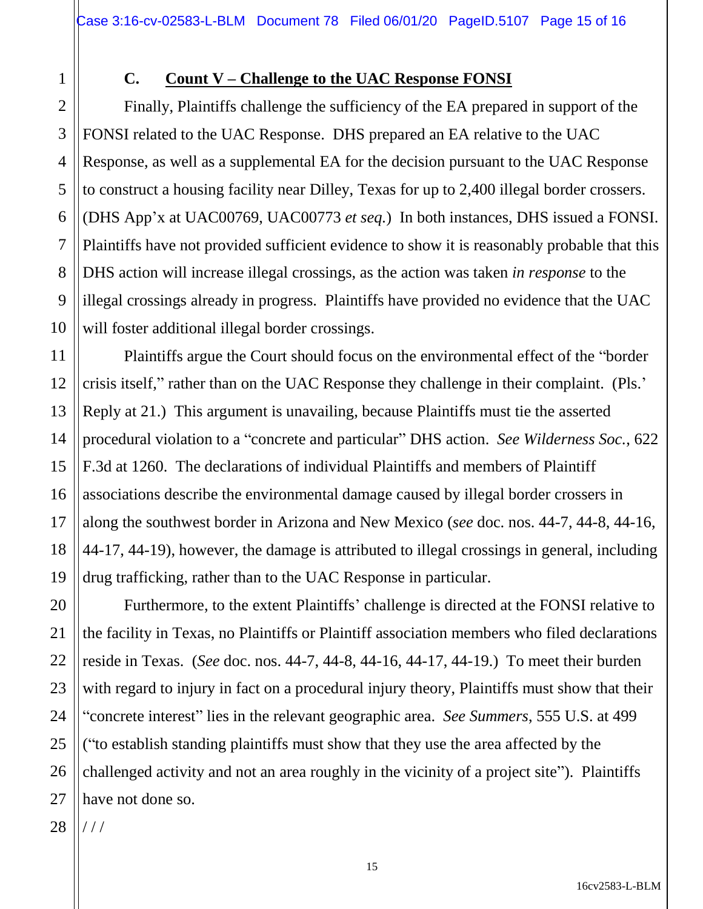### C. Count V – Challenge to the UAC Response FONSI

Finally, Plaintiffs challenge the sufficiency of the EA prepared in support of the FONSI related to the UAC Response. DHS prepared an EA relative to the UAC Response, as well as a supplemental EA for the decision pursuant to the UAC Response to construct a housing facility near Dilley, Texas for up to 2,400 illegal border crossers. (DHS App'x at UAC00769, UAC00773 *et seq.*) In both instances, DHS issued a FONSI. Plaintiffs have not provided sufficient evidence to show it is reasonably probable that this DHS action will increase illegal crossings, as the action was taken *in response* to the illegal crossings already in progress. Plaintiffs have provided no evidence that the UAC will foster additional illegal border crossings.

Plaintiffs argue the Court should focus on the environmental effect of the "border crisis itself," rather than on the UAC Response they challenge in their complaint. (Pls.' Reply at 21.) This argument is unavailing, because Plaintiffs must tie the asserted procedural violation to a "concrete and particular" DHS action. *See Wilderness Soc.*, 622 F.3d at 1260. The declarations of individual Plaintiffs and members of Plaintiff associations describe the environmental damage caused by illegal border crossers in along the southwest border in Arizona and New Mexico (*see* doc. nos. 44-7, 44-8, 44-16, 44-17, 44-19), however, the damage is attributed to illegal crossings in general, including drug trafficking, rather than to the UAC Response in particular.

Furthermore, to the extent Plaintiffs' challenge is directed at the FONSI relative to the facility in Texas, no Plaintiffs or Plaintiff association members who filed declarations reside in Texas. (*See* doc. nos. 44-7, 44-8, 44-16, 44-17, 44-19.) To meet their burden with regard to injury in fact on a procedural injury theory, Plaintiffs must show that their "concrete interest" lies in the relevant geographic area. *See Summers*, 555 U.S. at 499 ("to establish standing plaintiffs must show that they use the area affected by the challenged activity and not an area roughly in the vicinity of a project site"). Plaintiffs have not done so.

/ / /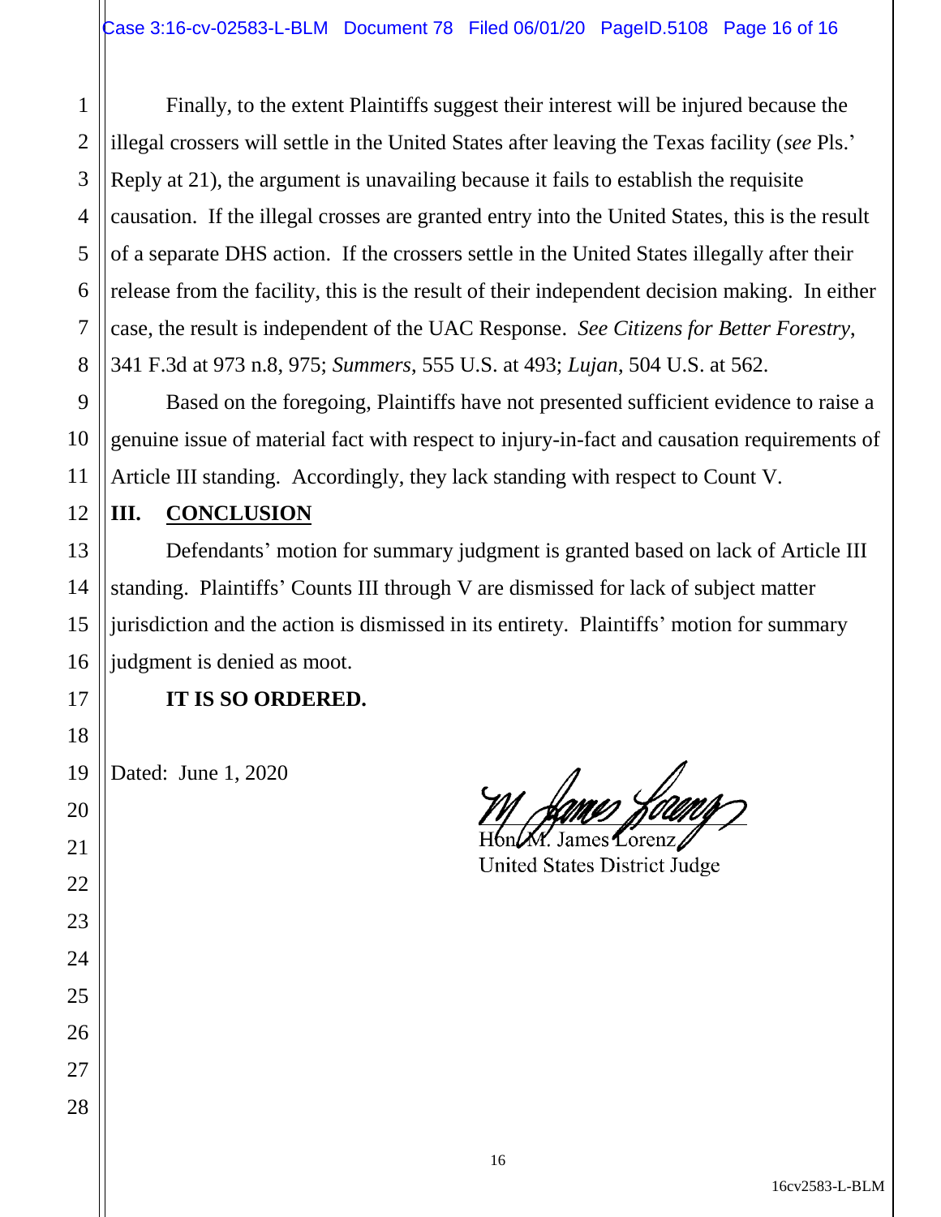Finally, to the extent Plaintiffs suggest their interest will be injured because the illegal crossers will settle in the United States after leaving the Texas facility (*see* Pls.' Reply at 21), the argument is unavailing because it fails to establish the requisite causation. If the illegal crosses are granted entry into the United States, this is the result of a separate DHS action. If the crossers settle in the United States illegally after their release from the facility, this is the result of their independent decision making. In either case, the result is independent of the UAC Response. *See Citizens for Better Forestry*, 341 F.3d at 973 n.8, 975; *Summers*, 555 U.S. at 493; *Lujan*, 504 U.S. at 562.

Based on the foregoing, Plaintiffs have not presented sufficient evidence to raise a genuine issue of material fact with respect to injury-in-fact and causation requirements of Article III standing. Accordingly, they lack standing with respect to Count V.

## III. CONCLUSION

Defendants' motion for summary judgment is granted based on lack of Article III standing. Plaintiffs' Counts III through V are dismissed for lack of subject matter jurisdiction and the action is dismissed in its entirety. Plaintiffs' motion for summary judgment is denied as moot.

**IT IS SO ORDERED.**

Dated: June 1, 2020

Hon. M. James Lorenz
United States District Judge

16cv2583-L-BLM